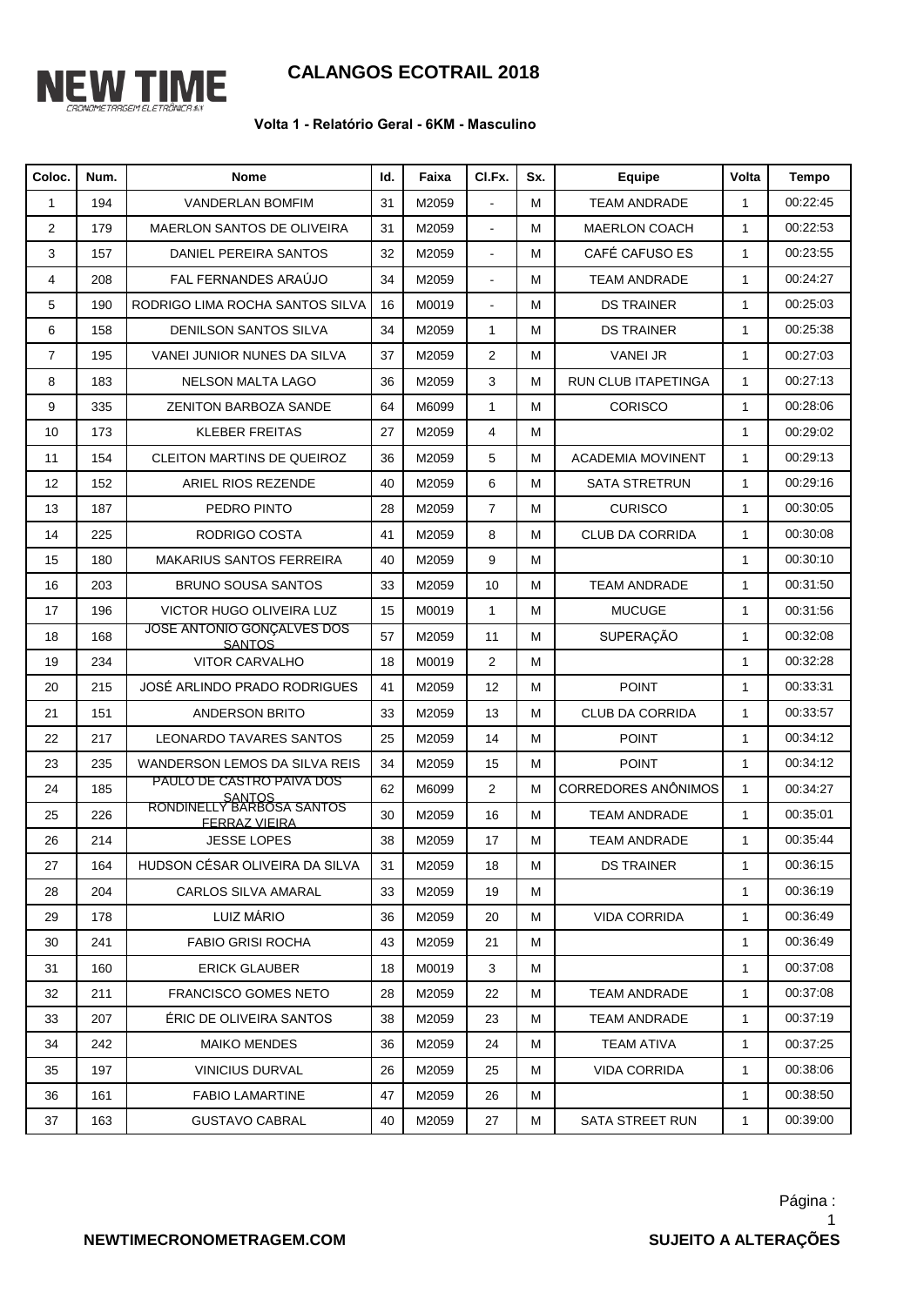# CALANGOS ECOTRAIL 2018

NEW TIME
CRONOMETRAGEM ELETRÔNICA

**Volta 1 - Relatório Geral - 6KM - Masculino**

| Coloc. | Num. | Nome | Id. | Faixa | Cl.Fx. | Sx. | Equipe | Volta | Tempo |
|---|---|---|---|---|---|---|---|---|---|
| 1 | 194 | VANDERLAN BOMFIM | 31 | M2059 | - | M | TEAM ANDRADE | 1 | 00:22:45 |
| 2 | 179 | MAERLON SANTOS DE OLIVEIRA | 31 | M2059 | - | M | MAERLON COACH | 1 | 00:22:53 |
| 3 | 157 | DANIEL PEREIRA SANTOS | 32 | M2059 | - | M | CAFÉ CAFUSO ES | 1 | 00:23:55 |
| 4 | 208 | FAL FERNANDES ARAÚJO | 34 | M2059 | - | M | TEAM ANDRADE | 1 | 00:24:27 |
| 5 | 190 | RODRIGO LIMA ROCHA SANTOS SILVA | 16 | M0019 | - | M | DS TRAINER | 1 | 00:25:03 |
| 6 | 158 | DENILSON SANTOS SILVA | 34 | M2059 | 1 | M | DS TRAINER | 1 | 00:25:38 |
| 7 | 195 | VANEI JUNIOR NUNES DA SILVA | 37 | M2059 | 2 | M | VANEI JR | 1 | 00:27:03 |
| 8 | 183 | NELSON MALTA LAGO | 36 | M2059 | 3 | M | RUN CLUB ITAPETINGA | 1 | 00:27:13 |
| 9 | 335 | ZENITON BARBOZA SANDE | 64 | M6099 | 1 | M | CORISCO | 1 | 00:28:06 |
| 10 | 173 | KLEBER FREITAS | 27 | M2059 | 4 | M | | 1 | 00:29:02 |
| 11 | 154 | CLEITON MARTINS DE QUEIROZ | 36 | M2059 | 5 | M | ACADEMIA MOVINENT | 1 | 00:29:13 |
| 12 | 152 | ARIEL RIOS REZENDE | 40 | M2059 | 6 | M | SATA STRETRUN | 1 | 00:29:16 |
| 13 | 187 | PEDRO PINTO | 28 | M2059 | 7 | M | CURISCO | 1 | 00:30:05 |
| 14 | 225 | RODRIGO COSTA | 41 | M2059 | 8 | M | CLUB DA CORRIDA | 1 | 00:30:08 |
| 15 | 180 | MAKARIUS SANTOS FERREIRA | 40 | M2059 | 9 | M | | 1 | 00:30:10 |
| 16 | 203 | BRUNO SOUSA SANTOS | 33 | M2059 | 10 | M | TEAM ANDRADE | 1 | 00:31:50 |
| 17 | 196 | VICTOR HUGO OLIVEIRA LUZ | 15 | M0019 | 1 | M | MUCUGE | 1 | 00:31:56 |
| 18 | 168 | JOSE ANTONIO GONÇALVES DOS SANTOS | 57 | M2059 | 11 | M | SUPERAÇÃO | 1 | 00:32:08 |
| 19 | 234 | VITOR CARVALHO | 18 | M0019 | 2 | M | | 1 | 00:32:28 |
| 20 | 215 | JOSÉ ARLINDO PRADO RODRIGUES | 41 | M2059 | 12 | M | POINT | 1 | 00:33:31 |
| 21 | 151 | ANDERSON BRITO | 33 | M2059 | 13 | M | CLUB DA CORRIDA | 1 | 00:33:57 |
| 22 | 217 | LEONARDO TAVARES SANTOS | 25 | M2059 | 14 | M | POINT | 1 | 00:34:12 |
| 23 | 235 | WANDERSON LEMOS DA SILVA REIS | 34 | M2059 | 15 | M | POINT | 1 | 00:34:12 |
| 24 | 185 | PAULO DE CASTRO PAIVA DOS SANTOS | 62 | M6099 | 2 | M | CORREDORES ANÔNIMOS | 1 | 00:34:27 |
| 25 | 226 | RONDINELLY BARBOSA SANTOS FERRAZ VIEIRA | 30 | M2059 | 16 | M | TEAM ANDRADE | 1 | 00:35:01 |
| 26 | 214 | JESSE LOPES | 38 | M2059 | 17 | M | TEAM ANDRADE | 1 | 00:35:44 |
| 27 | 164 | HUDSON CÉSAR OLIVEIRA DA SILVA | 31 | M2059 | 18 | M | DS TRAINER | 1 | 00:36:15 |
| 28 | 204 | CARLOS SILVA AMARAL | 33 | M2059 | 19 | M | | 1 | 00:36:19 |
| 29 | 178 | LUIZ MÁRIO | 36 | M2059 | 20 | M | VIDA CORRIDA | 1 | 00:36:49 |
| 30 | 241 | FABIO GRISI ROCHA | 43 | M2059 | 21 | M | | 1 | 00:36:49 |
| 31 | 160 | ERICK GLAUBER | 18 | M0019 | 3 | M | | 1 | 00:37:08 |
| 32 | 211 | FRANCISCO GOMES NETO | 28 | M2059 | 22 | M | TEAM ANDRADE | 1 | 00:37:08 |
| 33 | 207 | ÉRIC DE OLIVEIRA SANTOS | 38 | M2059 | 23 | M | TEAM ANDRADE | 1 | 00:37:19 |
| 34 | 242 | MAIKO MENDES | 36 | M2059 | 24 | M | TEAM ATIVA | 1 | 00:37:25 |
| 35 | 197 | VINICIUS DURVAL | 26 | M2059 | 25 | M | VIDA CORRIDA | 1 | 00:38:06 |
| 36 | 161 | FABIO LAMARTINE | 47 | M2059 | 26 | M | | 1 | 00:38:50 |
| 37 | 163 | GUSTAVO CABRAL | 40 | M2059 | 27 | M | SATA STREET RUN | 1 | 00:39:00 |

**NEWTIMECRONOMETRAGEM.COM**

**SUJEITO A ALTERAÇÕES**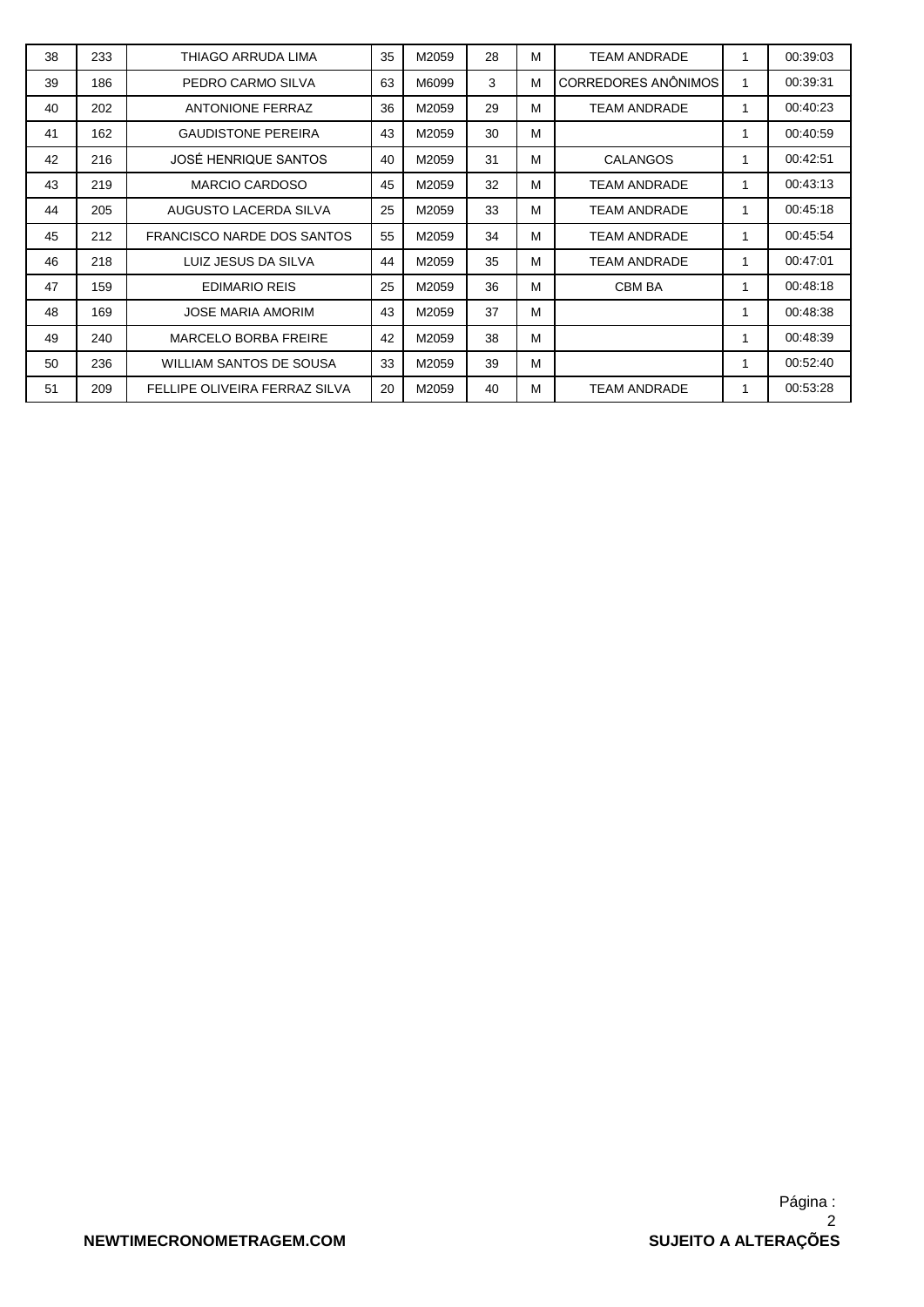| | | | | | | | | | |
|---|---|---|---|---|---|---|---|---|---|
| 38 | 233 | THIAGO ARRUDA LIMA | 35 | M2059 | 28 | M | TEAM ANDRADE | 1 | 00:39:03 |
| 39 | 186 | PEDRO CARMO SILVA | 63 | M6099 | 3 | M | CORREDORES ANÔNIMOS | 1 | 00:39:31 |
| 40 | 202 | ANTONIONE FERRAZ | 36 | M2059 | 29 | M | TEAM ANDRADE | 1 | 00:40:23 |
| 41 | 162 | GAUDISTONE PEREIRA | 43 | M2059 | 30 | M | | 1 | 00:40:59 |
| 42 | 216 | JOSÉ HENRIQUE SANTOS | 40 | M2059 | 31 | M | CALANGOS | 1 | 00:42:51 |
| 43 | 219 | MARCIO CARDOSO | 45 | M2059 | 32 | M | TEAM ANDRADE | 1 | 00:43:13 |
| 44 | 205 | AUGUSTO LACERDA SILVA | 25 | M2059 | 33 | M | TEAM ANDRADE | 1 | 00:45:18 |
| 45 | 212 | FRANCISCO NARDE DOS SANTOS | 55 | M2059 | 34 | M | TEAM ANDRADE | 1 | 00:45:54 |
| 46 | 218 | LUIZ JESUS DA SILVA | 44 | M2059 | 35 | M | TEAM ANDRADE | 1 | 00:47:01 |
| 47 | 159 | EDIMARIO REIS | 25 | M2059 | 36 | M | CBM BA | 1 | 00:48:18 |
| 48 | 169 | JOSE MARIA AMORIM | 43 | M2059 | 37 | M | | 1 | 00:48:38 |
| 49 | 240 | MARCELO BORBA FREIRE | 42 | M2059 | 38 | M | | 1 | 00:48:39 |
| 50 | 236 | WILLIAM SANTOS DE SOUSA | 33 | M2059 | 39 | M | | 1 | 00:52:40 |
| 51 | 209 | FELLIPE OLIVEIRA FERRAZ SILVA | 20 | M2059 | 40 | M | TEAM ANDRADE | 1 | 00:53:28 |

**NEWTIMECRONOMETRAGEM.COM**

**SUJEITO A ALTERAÇÕES**